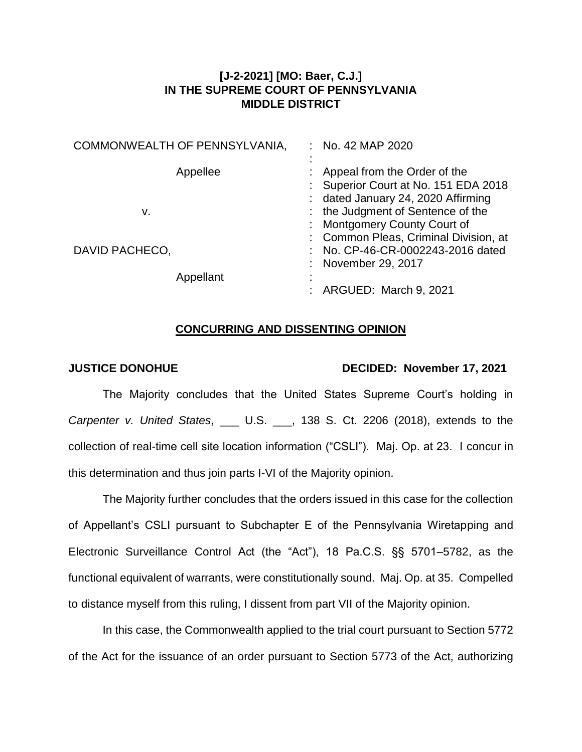**[J-2-2021] [MO: Baer, C.J.]**
**IN THE SUPREME COURT OF PENNSYLVANIA**
**MIDDLE DISTRICT**

| | |
|---|---|
| COMMONWEALTH OF PENNSYLVANIA, | : No. 42 MAP 2020 |
| Appellee | : Appeal from the Order of the Superior Court at No. 151 EDA 2018 dated January 24, 2020 Affirming the Judgment of Sentence of the Montgomery County Court of Common Pleas, Criminal Division, at No. CP-46-CR-0002243-2016 dated November 29, 2017 |
| v. | |
| DAVID PACHECO, | |
| Appellant | : ARGUED: March 9, 2021 |

## CONCURRING AND DISSENTING OPINION

**JUSTICE DONOHUE** **DECIDED: November 17, 2021**

The Majority concludes that the United States Supreme Court's holding in *Carpenter v. United States*, ___ U.S. ___, 138 S. Ct. 2206 (2018), extends to the collection of real-time cell site location information ("CSLI"). Maj. Op. at 23. I concur in this determination and thus join parts I-VI of the Majority opinion.

The Majority further concludes that the orders issued in this case for the collection of Appellant's CSLI pursuant to Subchapter E of the Pennsylvania Wiretapping and Electronic Surveillance Control Act (the "Act"), 18 Pa.C.S. §§ 5701–5782, as the functional equivalent of warrants, were constitutionally sound. Maj. Op. at 35. Compelled to distance myself from this ruling, I dissent from part VII of the Majority opinion.

In this case, the Commonwealth applied to the trial court pursuant to Section 5772 of the Act for the issuance of an order pursuant to Section 5773 of the Act, authorizing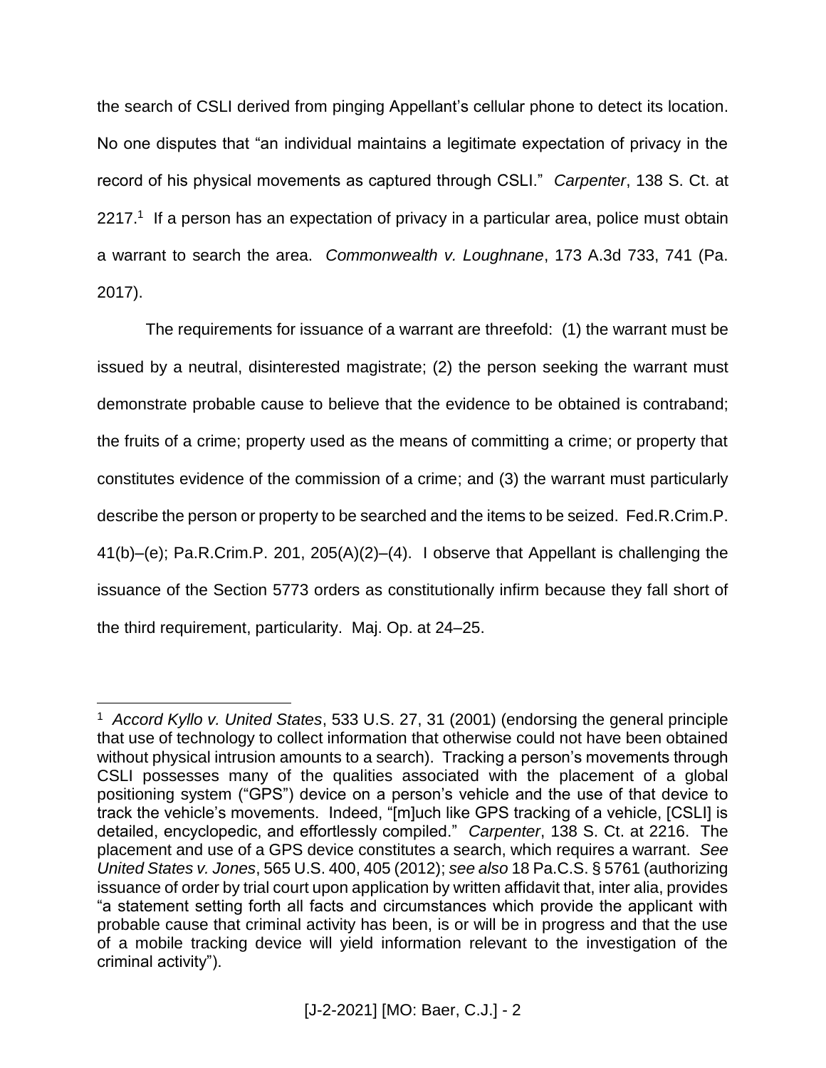the search of CSLI derived from pinging Appellant's cellular phone to detect its location. No one disputes that "an individual maintains a legitimate expectation of privacy in the record of his physical movements as captured through CSLI." *Carpenter*, 138 S. Ct. at 2217.[1] If a person has an expectation of privacy in a particular area, police must obtain a warrant to search the area. *Commonwealth v. Loughnane*, 173 A.3d 733, 741 (Pa. 2017).

The requirements for issuance of a warrant are threefold: (1) the warrant must be issued by a neutral, disinterested magistrate; (2) the person seeking the warrant must demonstrate probable cause to believe that the evidence to be obtained is contraband; the fruits of a crime; property used as the means of committing a crime; or property that constitutes evidence of the commission of a crime; and (3) the warrant must particularly describe the person or property to be searched and the items to be seized. Fed.R.Crim.P. 41(b)–(e); Pa.R.Crim.P. 201, 205(A)(2)–(4). I observe that Appellant is challenging the issuance of the Section 5773 orders as constitutionally infirm because they fall short of the third requirement, particularity. Maj. Op. at 24–25.

---

[1] *Accord Kyllo v. United States*, 533 U.S. 27, 31 (2001) (endorsing the general principle that use of technology to collect information that otherwise could not have been obtained without physical intrusion amounts to a search). Tracking a person's movements through CSLI possesses many of the qualities associated with the placement of a global positioning system ("GPS") device on a person's vehicle and the use of that device to track the vehicle's movements. Indeed, "[m]uch like GPS tracking of a vehicle, [CSLI] is detailed, encyclopedic, and effortlessly compiled." *Carpenter*, 138 S. Ct. at 2216. The placement and use of a GPS device constitutes a search, which requires a warrant. *See United States v. Jones*, 565 U.S. 400, 405 (2012); *see also* 18 Pa.C.S. § 5761 (authorizing issuance of order by trial court upon application by written affidavit that, inter alia, provides "a statement setting forth all facts and circumstances which provide the applicant with probable cause that criminal activity has been, is or will be in progress and that the use of a mobile tracking device will yield information relevant to the investigation of the criminal activity").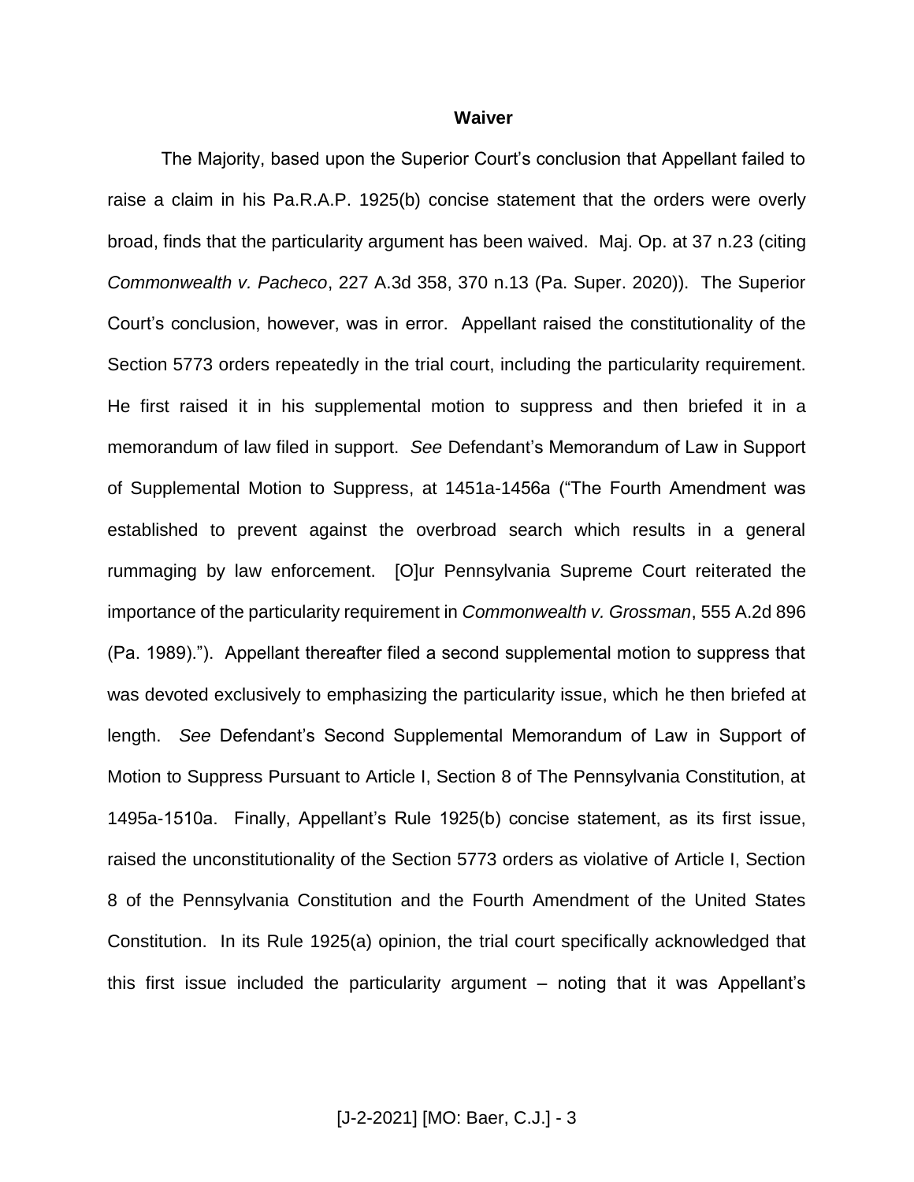## Waiver

The Majority, based upon the Superior Court's conclusion that Appellant failed to raise a claim in his Pa.R.A.P. 1925(b) concise statement that the orders were overly broad, finds that the particularity argument has been waived. Maj. Op. at 37 n.23 (citing *Commonwealth v. Pacheco*, 227 A.3d 358, 370 n.13 (Pa. Super. 2020)). The Superior Court's conclusion, however, was in error. Appellant raised the constitutionality of the Section 5773 orders repeatedly in the trial court, including the particularity requirement. He first raised it in his supplemental motion to suppress and then briefed it in a memorandum of law filed in support. *See* Defendant's Memorandum of Law in Support of Supplemental Motion to Suppress, at 1451a-1456a ("The Fourth Amendment was established to prevent against the overbroad search which results in a general rummaging by law enforcement. [O]ur Pennsylvania Supreme Court reiterated the importance of the particularity requirement in *Commonwealth v. Grossman*, 555 A.2d 896 (Pa. 1989)."). Appellant thereafter filed a second supplemental motion to suppress that was devoted exclusively to emphasizing the particularity issue, which he then briefed at length. *See* Defendant's Second Supplemental Memorandum of Law in Support of Motion to Suppress Pursuant to Article I, Section 8 of The Pennsylvania Constitution, at 1495a-1510a. Finally, Appellant's Rule 1925(b) concise statement, as its first issue, raised the unconstitutionality of the Section 5773 orders as violative of Article I, Section 8 of the Pennsylvania Constitution and the Fourth Amendment of the United States Constitution. In its Rule 1925(a) opinion, the trial court specifically acknowledged that this first issue included the particularity argument – noting that it was Appellant's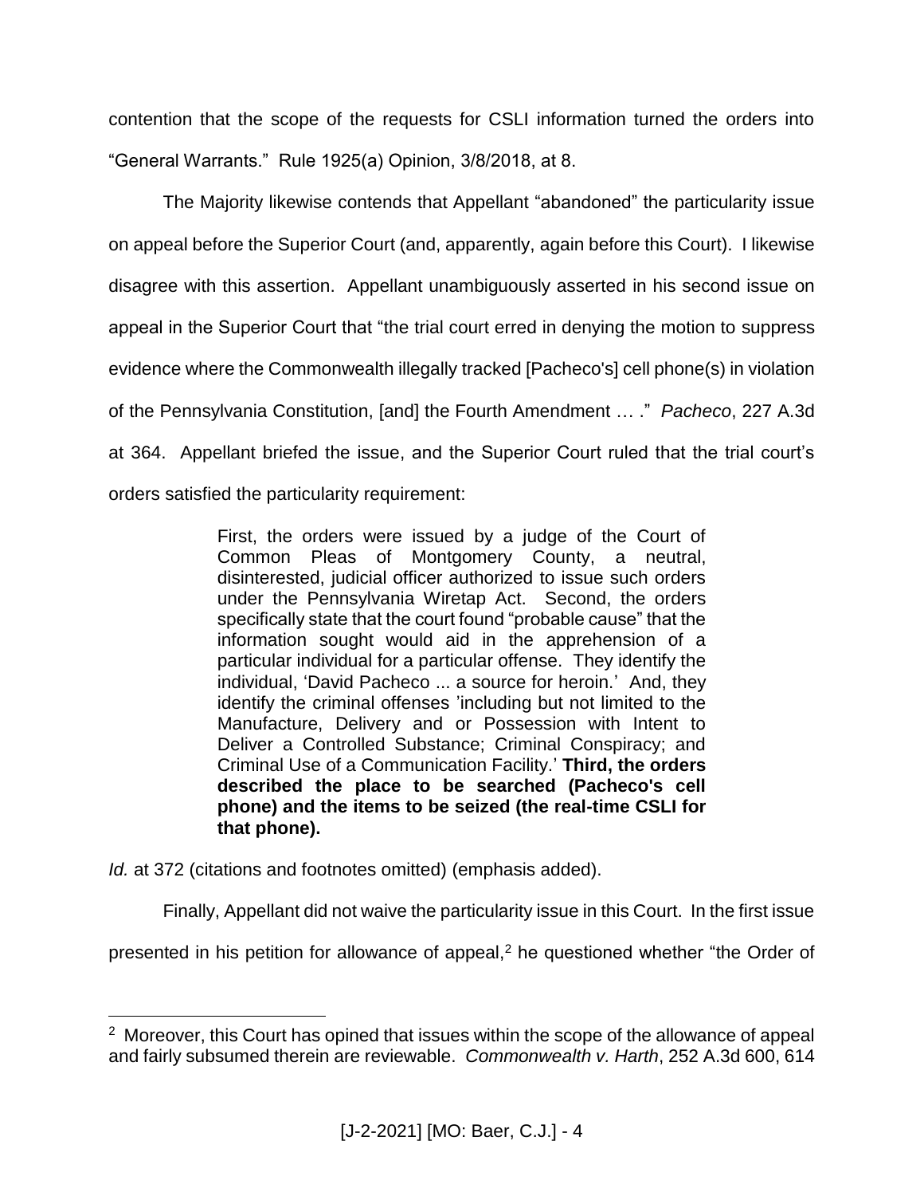contention that the scope of the requests for CSLI information turned the orders into "General Warrants." Rule 1925(a) Opinion, 3/8/2018, at 8.

The Majority likewise contends that Appellant "abandoned" the particularity issue on appeal before the Superior Court (and, apparently, again before this Court). I likewise disagree with this assertion. Appellant unambiguously asserted in his second issue on appeal in the Superior Court that "the trial court erred in denying the motion to suppress evidence where the Commonwealth illegally tracked [Pacheco's] cell phone(s) in violation of the Pennsylvania Constitution, [and] the Fourth Amendment … ." *Pacheco*, 227 A.3d at 364. Appellant briefed the issue, and the Superior Court ruled that the trial court's orders satisfied the particularity requirement:

> First, the orders were issued by a judge of the Court of Common Pleas of Montgomery County, a neutral, disinterested, judicial officer authorized to issue such orders under the Pennsylvania Wiretap Act. Second, the orders specifically state that the court found "probable cause" that the information sought would aid in the apprehension of a particular individual for a particular offense. They identify the individual, 'David Pacheco ... a source for heroin.' And, they identify the criminal offenses 'including but not limited to the Manufacture, Delivery and or Possession with Intent to Deliver a Controlled Substance; Criminal Conspiracy; and Criminal Use of a Communication Facility.' **Third, the orders described the place to be searched (Pacheco's cell phone) and the items to be seized (the real-time CSLI for that phone).**

*Id.* at 372 (citations and footnotes omitted) (emphasis added).

Finally, Appellant did not waive the particularity issue in this Court. In the first issue presented in his petition for allowance of appeal,[2] he questioned whether "the Order of

---

[2] Moreover, this Court has opined that issues within the scope of the allowance of appeal and fairly subsumed therein are reviewable. *Commonwealth v. Harth*, 252 A.3d 600, 614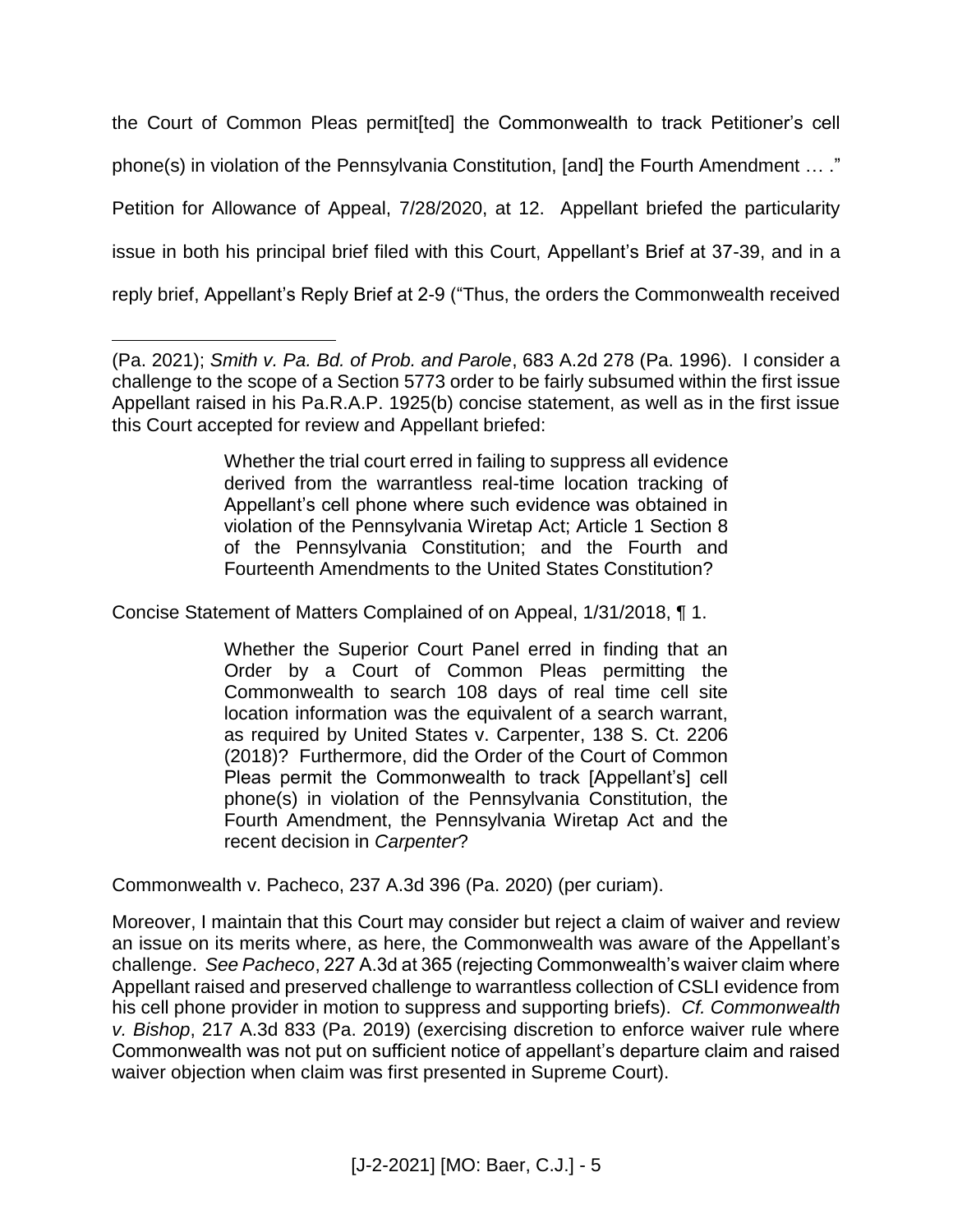the Court of Common Pleas permit[ted] the Commonwealth to track Petitioner's cell phone(s) in violation of the Pennsylvania Constitution, [and] the Fourth Amendment … ." Petition for Allowance of Appeal, 7/28/2020, at 12. Appellant briefed the particularity issue in both his principal brief filed with this Court, Appellant's Brief at 37-39, and in a reply brief, Appellant's Reply Brief at 2-9 ("Thus, the orders the Commonwealth received

---

(Pa. 2021); *Smith v. Pa. Bd. of Prob. and Parole*, 683 A.2d 278 (Pa. 1996). I consider a challenge to the scope of a Section 5773 order to be fairly subsumed within the first issue Appellant raised in his Pa.R.A.P. 1925(b) concise statement, as well as in the first issue this Court accepted for review and Appellant briefed:

> Whether the trial court erred in failing to suppress all evidence derived from the warrantless real-time location tracking of Appellant's cell phone where such evidence was obtained in violation of the Pennsylvania Wiretap Act; Article 1 Section 8 of the Pennsylvania Constitution; and the Fourth and Fourteenth Amendments to the United States Constitution?

Concise Statement of Matters Complained of on Appeal, 1/31/2018, ¶ 1.

> Whether the Superior Court Panel erred in finding that an Order by a Court of Common Pleas permitting the Commonwealth to search 108 days of real time cell site location information was the equivalent of a search warrant, as required by United States v. Carpenter, 138 S. Ct. 2206 (2018)? Furthermore, did the Order of the Court of Common Pleas permit the Commonwealth to track [Appellant's] cell phone(s) in violation of the Pennsylvania Constitution, the Fourth Amendment, the Pennsylvania Wiretap Act and the recent decision in *Carpenter*?

Commonwealth v. Pacheco, 237 A.3d 396 (Pa. 2020) (per curiam).

Moreover, I maintain that this Court may consider but reject a claim of waiver and review an issue on its merits where, as here, the Commonwealth was aware of the Appellant's challenge. *See Pacheco*, 227 A.3d at 365 (rejecting Commonwealth's waiver claim where Appellant raised and preserved challenge to warrantless collection of CSLI evidence from his cell phone provider in motion to suppress and supporting briefs). *Cf. Commonwealth v. Bishop*, 217 A.3d 833 (Pa. 2019) (exercising discretion to enforce waiver rule where Commonwealth was not put on sufficient notice of appellant's departure claim and raised waiver objection when claim was first presented in Supreme Court).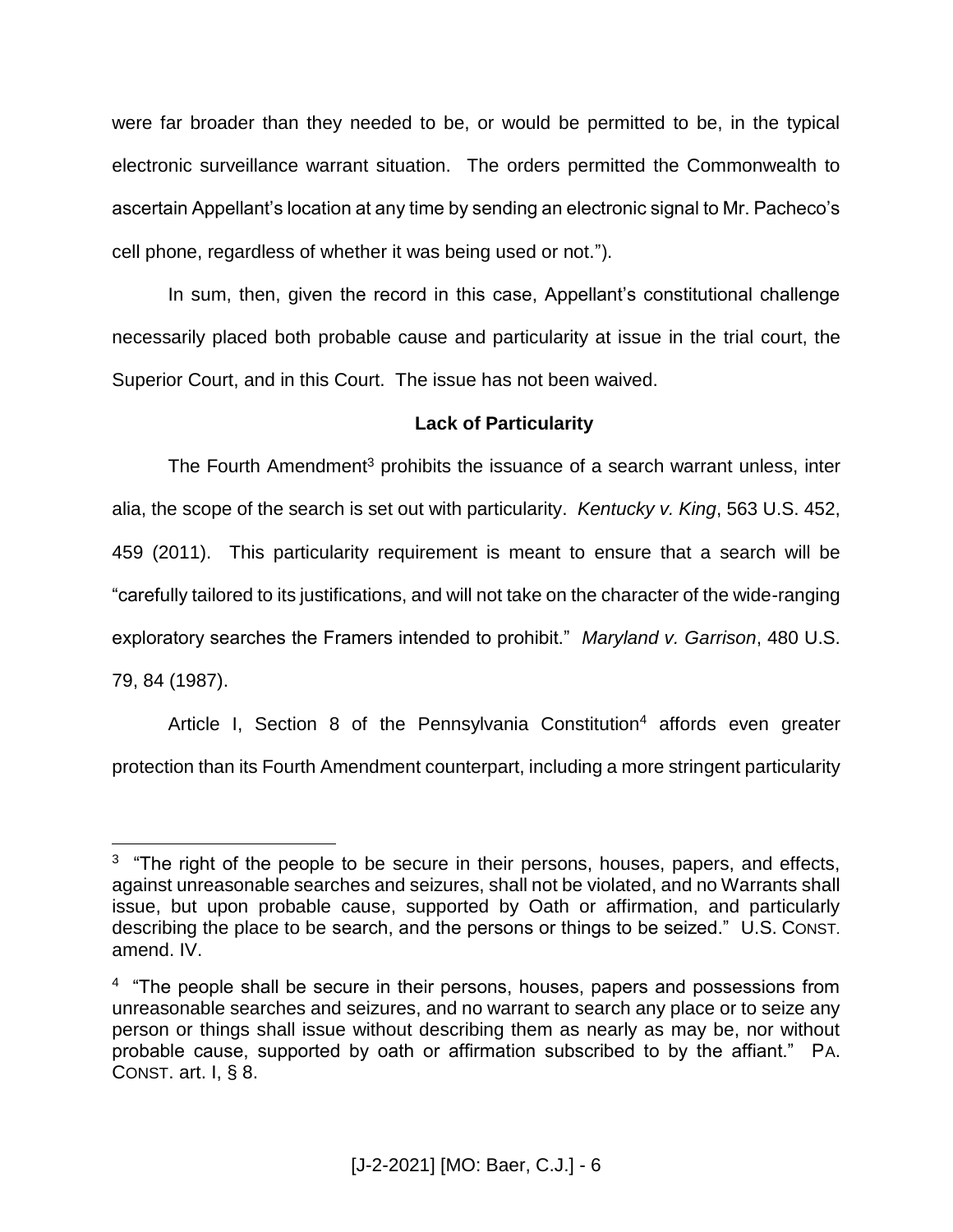were far broader than they needed to be, or would be permitted to be, in the typical electronic surveillance warrant situation. The orders permitted the Commonwealth to ascertain Appellant's location at any time by sending an electronic signal to Mr. Pacheco's cell phone, regardless of whether it was being used or not.").

In sum, then, given the record in this case, Appellant's constitutional challenge necessarily placed both probable cause and particularity at issue in the trial court, the Superior Court, and in this Court. The issue has not been waived.

**Lack of Particularity**

The Fourth Amendment[3] prohibits the issuance of a search warrant unless, inter alia, the scope of the search is set out with particularity. *Kentucky v. King*, 563 U.S. 452, 459 (2011). This particularity requirement is meant to ensure that a search will be "carefully tailored to its justifications, and will not take on the character of the wide-ranging exploratory searches the Framers intended to prohibit." *Maryland v. Garrison*, 480 U.S. 79, 84 (1987).

Article I, Section 8 of the Pennsylvania Constitution[4] affords even greater protection than its Fourth Amendment counterpart, including a more stringent particularity

---

[3] "The right of the people to be secure in their persons, houses, papers, and effects, against unreasonable searches and seizures, shall not be violated, and no Warrants shall issue, but upon probable cause, supported by Oath or affirmation, and particularly describing the place to be search, and the persons or things to be seized." U.S. CONST. amend. IV.

[4] "The people shall be secure in their persons, houses, papers and possessions from unreasonable searches and seizures, and no warrant to search any place or to seize any person or things shall issue without describing them as nearly as may be, nor without probable cause, supported by oath or affirmation subscribed to by the affiant." PA. CONST. art. I, § 8.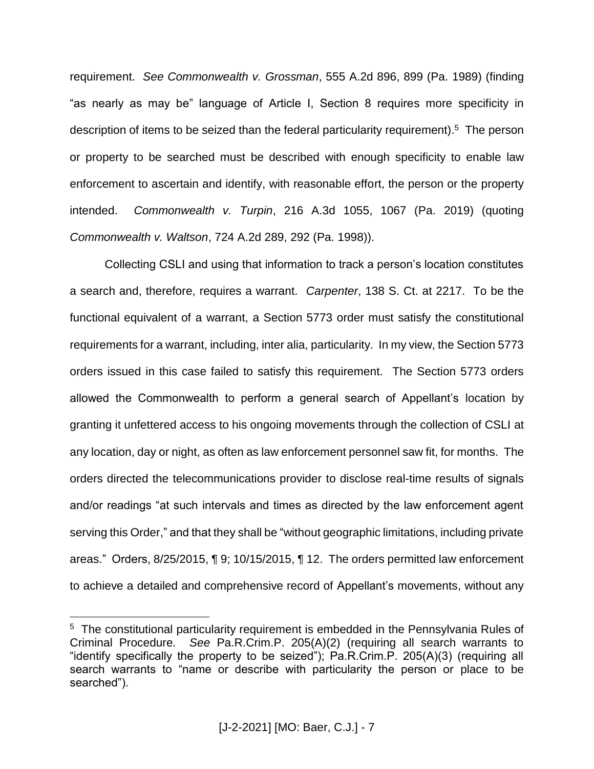requirement. *See Commonwealth v. Grossman*, 555 A.2d 896, 899 (Pa. 1989) (finding "as nearly as may be" language of Article I, Section 8 requires more specificity in description of items to be seized than the federal particularity requirement).[5] The person or property to be searched must be described with enough specificity to enable law enforcement to ascertain and identify, with reasonable effort, the person or the property intended. *Commonwealth v. Turpin*, 216 A.3d 1055, 1067 (Pa. 2019) (quoting *Commonwealth v. Waltson*, 724 A.2d 289, 292 (Pa. 1998)).

Collecting CSLI and using that information to track a person's location constitutes a search and, therefore, requires a warrant. *Carpenter*, 138 S. Ct. at 2217. To be the functional equivalent of a warrant, a Section 5773 order must satisfy the constitutional requirements for a warrant, including, inter alia, particularity. In my view, the Section 5773 orders issued in this case failed to satisfy this requirement. The Section 5773 orders allowed the Commonwealth to perform a general search of Appellant's location by granting it unfettered access to his ongoing movements through the collection of CSLI at any location, day or night, as often as law enforcement personnel saw fit, for months. The orders directed the telecommunications provider to disclose real-time results of signals and/or readings "at such intervals and times as directed by the law enforcement agent serving this Order," and that they shall be "without geographic limitations, including private areas." Orders, 8/25/2015, ¶ 9; 10/15/2015, ¶ 12. The orders permitted law enforcement to achieve a detailed and comprehensive record of Appellant's movements, without any

---

[5] The constitutional particularity requirement is embedded in the Pennsylvania Rules of Criminal Procedure. *See* Pa.R.Crim.P. 205(A)(2) (requiring all search warrants to "identify specifically the property to be seized"); Pa.R.Crim.P. 205(A)(3) (requiring all search warrants to "name or describe with particularity the person or place to be searched").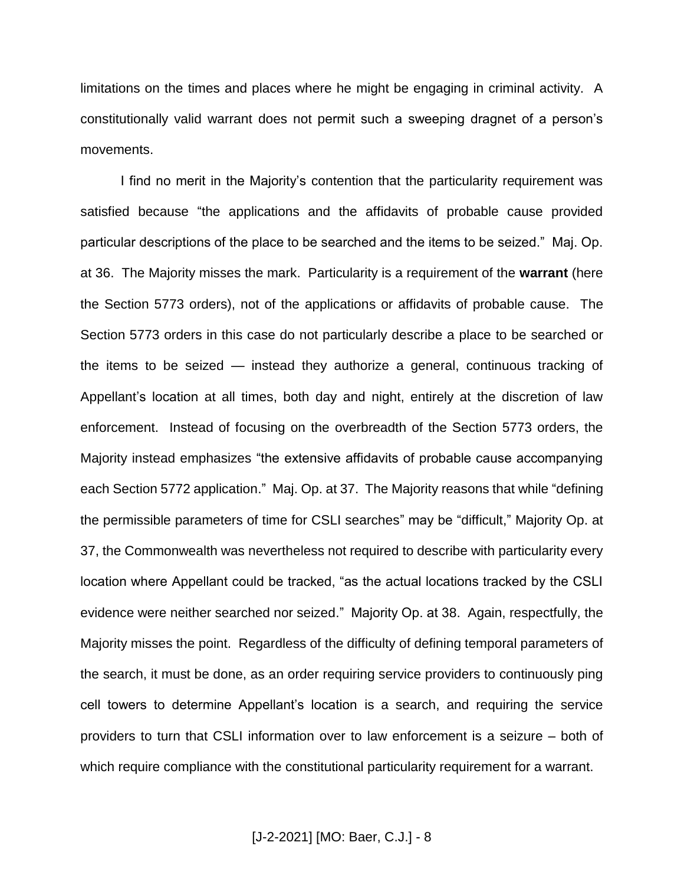limitations on the times and places where he might be engaging in criminal activity. A constitutionally valid warrant does not permit such a sweeping dragnet of a person's movements.

I find no merit in the Majority's contention that the particularity requirement was satisfied because "the applications and the affidavits of probable cause provided particular descriptions of the place to be searched and the items to be seized." Maj. Op. at 36. The Majority misses the mark. Particularity is a requirement of the **warrant** (here the Section 5773 orders), not of the applications or affidavits of probable cause. The Section 5773 orders in this case do not particularly describe a place to be searched or the items to be seized — instead they authorize a general, continuous tracking of Appellant's location at all times, both day and night, entirely at the discretion of law enforcement. Instead of focusing on the overbreadth of the Section 5773 orders, the Majority instead emphasizes "the extensive affidavits of probable cause accompanying each Section 5772 application." Maj. Op. at 37. The Majority reasons that while "defining the permissible parameters of time for CSLI searches" may be "difficult," Majority Op. at 37, the Commonwealth was nevertheless not required to describe with particularity every location where Appellant could be tracked, "as the actual locations tracked by the CSLI evidence were neither searched nor seized." Majority Op. at 38. Again, respectfully, the Majority misses the point. Regardless of the difficulty of defining temporal parameters of the search, it must be done, as an order requiring service providers to continuously ping cell towers to determine Appellant's location is a search, and requiring the service providers to turn that CSLI information over to law enforcement is a seizure – both of which require compliance with the constitutional particularity requirement for a warrant.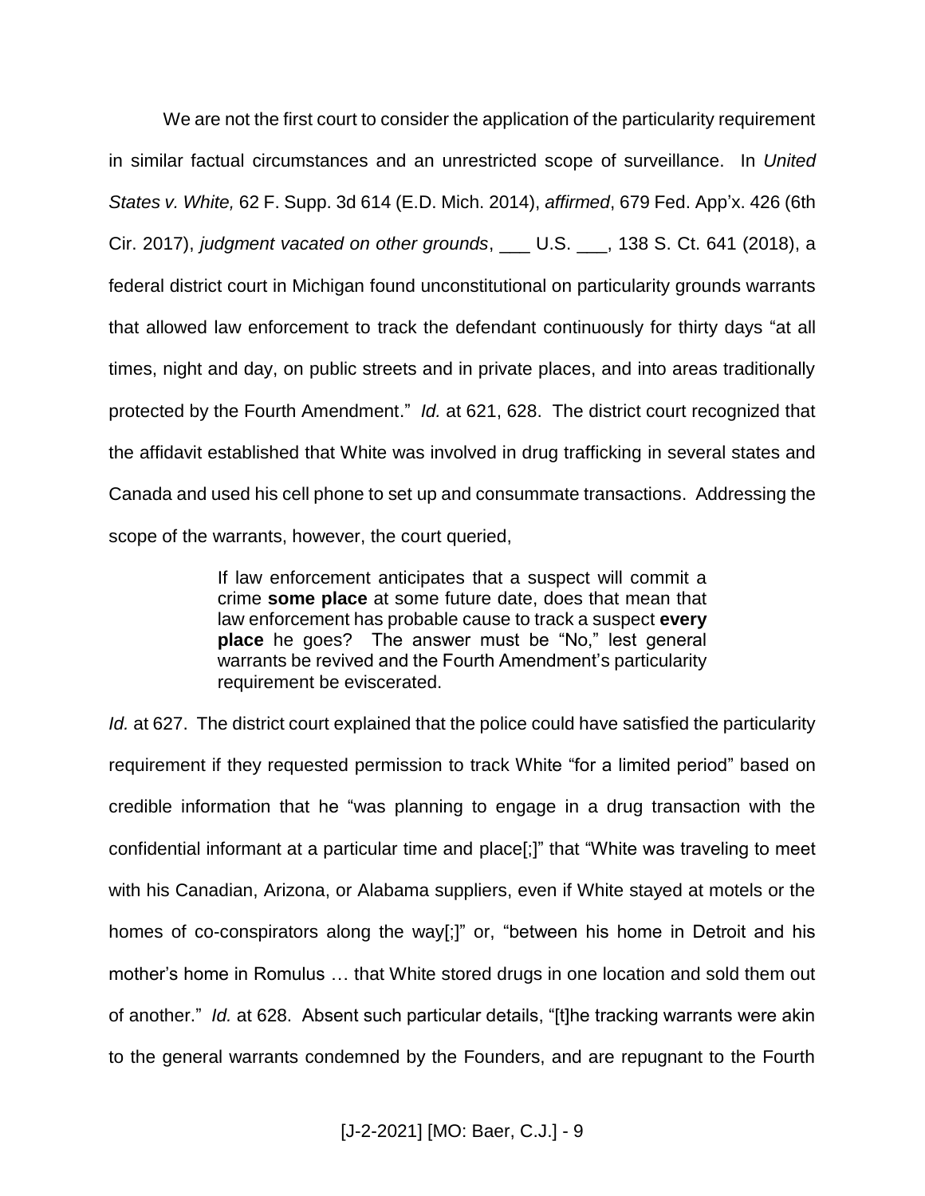We are not the first court to consider the application of the particularity requirement in similar factual circumstances and an unrestricted scope of surveillance. In *United States v. White,* 62 F. Supp. 3d 614 (E.D. Mich. 2014), *affirmed*, 679 Fed. App'x. 426 (6th Cir. 2017), *judgment vacated on other grounds*, ___ U.S. ___, 138 S. Ct. 641 (2018), a federal district court in Michigan found unconstitutional on particularity grounds warrants that allowed law enforcement to track the defendant continuously for thirty days "at all times, night and day, on public streets and in private places, and into areas traditionally protected by the Fourth Amendment." *Id.* at 621, 628. The district court recognized that the affidavit established that White was involved in drug trafficking in several states and Canada and used his cell phone to set up and consummate transactions. Addressing the scope of the warrants, however, the court queried,

> If law enforcement anticipates that a suspect will commit a crime **some place** at some future date, does that mean that law enforcement has probable cause to track a suspect **every place** he goes? The answer must be "No," lest general warrants be revived and the Fourth Amendment's particularity requirement be eviscerated.

*Id.* at 627. The district court explained that the police could have satisfied the particularity requirement if they requested permission to track White "for a limited period" based on credible information that he "was planning to engage in a drug transaction with the confidential informant at a particular time and place[;]" that "White was traveling to meet with his Canadian, Arizona, or Alabama suppliers, even if White stayed at motels or the homes of co-conspirators along the way[;]" or, "between his home in Detroit and his mother's home in Romulus … that White stored drugs in one location and sold them out of another." *Id.* at 628. Absent such particular details, "[t]he tracking warrants were akin to the general warrants condemned by the Founders, and are repugnant to the Fourth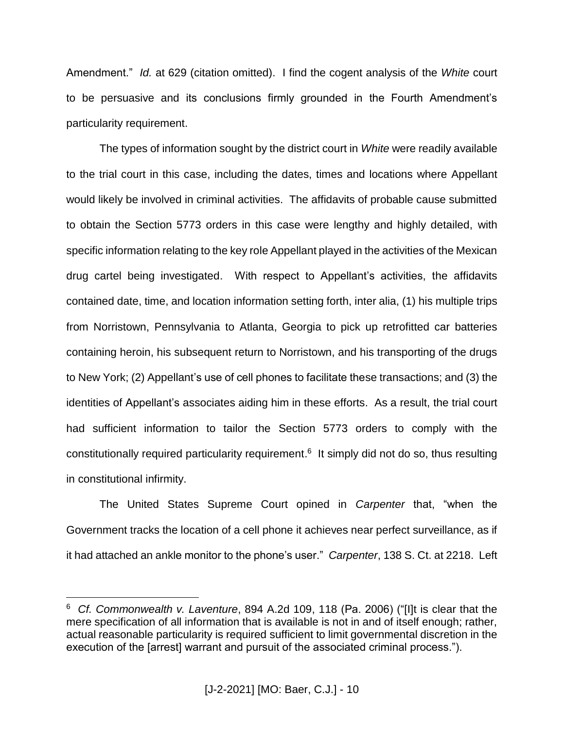Amendment." *Id.* at 629 (citation omitted). I find the cogent analysis of the *White* court to be persuasive and its conclusions firmly grounded in the Fourth Amendment's particularity requirement.

The types of information sought by the district court in *White* were readily available to the trial court in this case, including the dates, times and locations where Appellant would likely be involved in criminal activities. The affidavits of probable cause submitted to obtain the Section 5773 orders in this case were lengthy and highly detailed, with specific information relating to the key role Appellant played in the activities of the Mexican drug cartel being investigated. With respect to Appellant's activities, the affidavits contained date, time, and location information setting forth, inter alia, (1) his multiple trips from Norristown, Pennsylvania to Atlanta, Georgia to pick up retrofitted car batteries containing heroin, his subsequent return to Norristown, and his transporting of the drugs to New York; (2) Appellant's use of cell phones to facilitate these transactions; and (3) the identities of Appellant's associates aiding him in these efforts. As a result, the trial court had sufficient information to tailor the Section 5773 orders to comply with the constitutionally required particularity requirement.[6] It simply did not do so, thus resulting in constitutional infirmity.

The United States Supreme Court opined in *Carpenter* that, "when the Government tracks the location of a cell phone it achieves near perfect surveillance, as if it had attached an ankle monitor to the phone's user." *Carpenter*, 138 S. Ct. at 2218. Left

---

[6] *Cf. Commonwealth v. Laventure*, 894 A.2d 109, 118 (Pa. 2006) ("[I]t is clear that the mere specification of all information that is available is not in and of itself enough; rather, actual reasonable particularity is required sufficient to limit governmental discretion in the execution of the [arrest] warrant and pursuit of the associated criminal process.").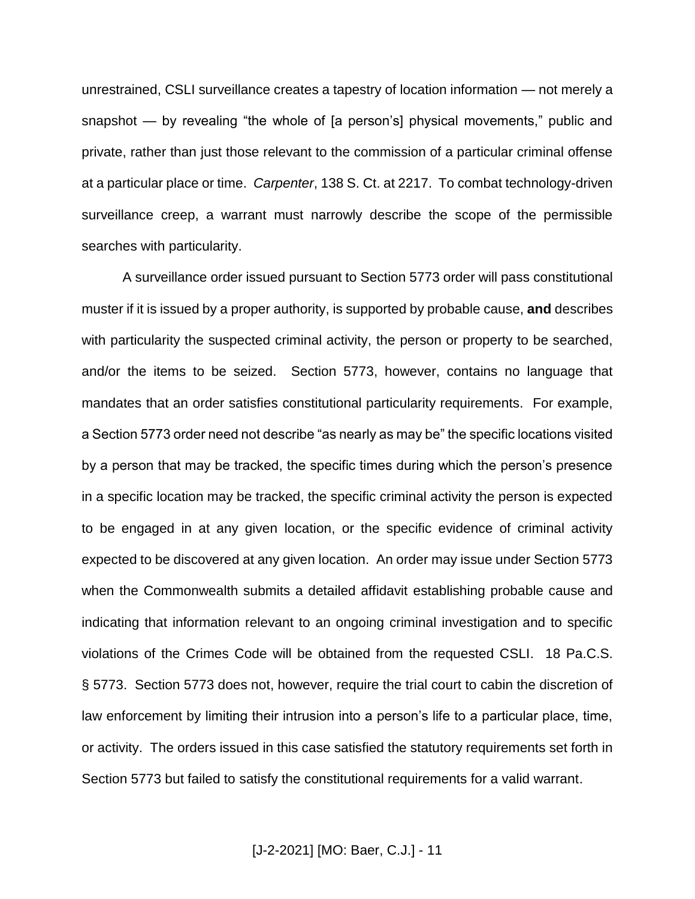unrestrained, CSLI surveillance creates a tapestry of location information — not merely a snapshot — by revealing "the whole of [a person's] physical movements," public and private, rather than just those relevant to the commission of a particular criminal offense at a particular place or time. *Carpenter*, 138 S. Ct. at 2217. To combat technology-driven surveillance creep, a warrant must narrowly describe the scope of the permissible searches with particularity.

A surveillance order issued pursuant to Section 5773 order will pass constitutional muster if it is issued by a proper authority, is supported by probable cause, **and** describes with particularity the suspected criminal activity, the person or property to be searched, and/or the items to be seized. Section 5773, however, contains no language that mandates that an order satisfies constitutional particularity requirements. For example, a Section 5773 order need not describe "as nearly as may be" the specific locations visited by a person that may be tracked, the specific times during which the person's presence in a specific location may be tracked, the specific criminal activity the person is expected to be engaged in at any given location, or the specific evidence of criminal activity expected to be discovered at any given location. An order may issue under Section 5773 when the Commonwealth submits a detailed affidavit establishing probable cause and indicating that information relevant to an ongoing criminal investigation and to specific violations of the Crimes Code will be obtained from the requested CSLI. 18 Pa.C.S. § 5773. Section 5773 does not, however, require the trial court to cabin the discretion of law enforcement by limiting their intrusion into a person's life to a particular place, time, or activity. The orders issued in this case satisfied the statutory requirements set forth in Section 5773 but failed to satisfy the constitutional requirements for a valid warrant.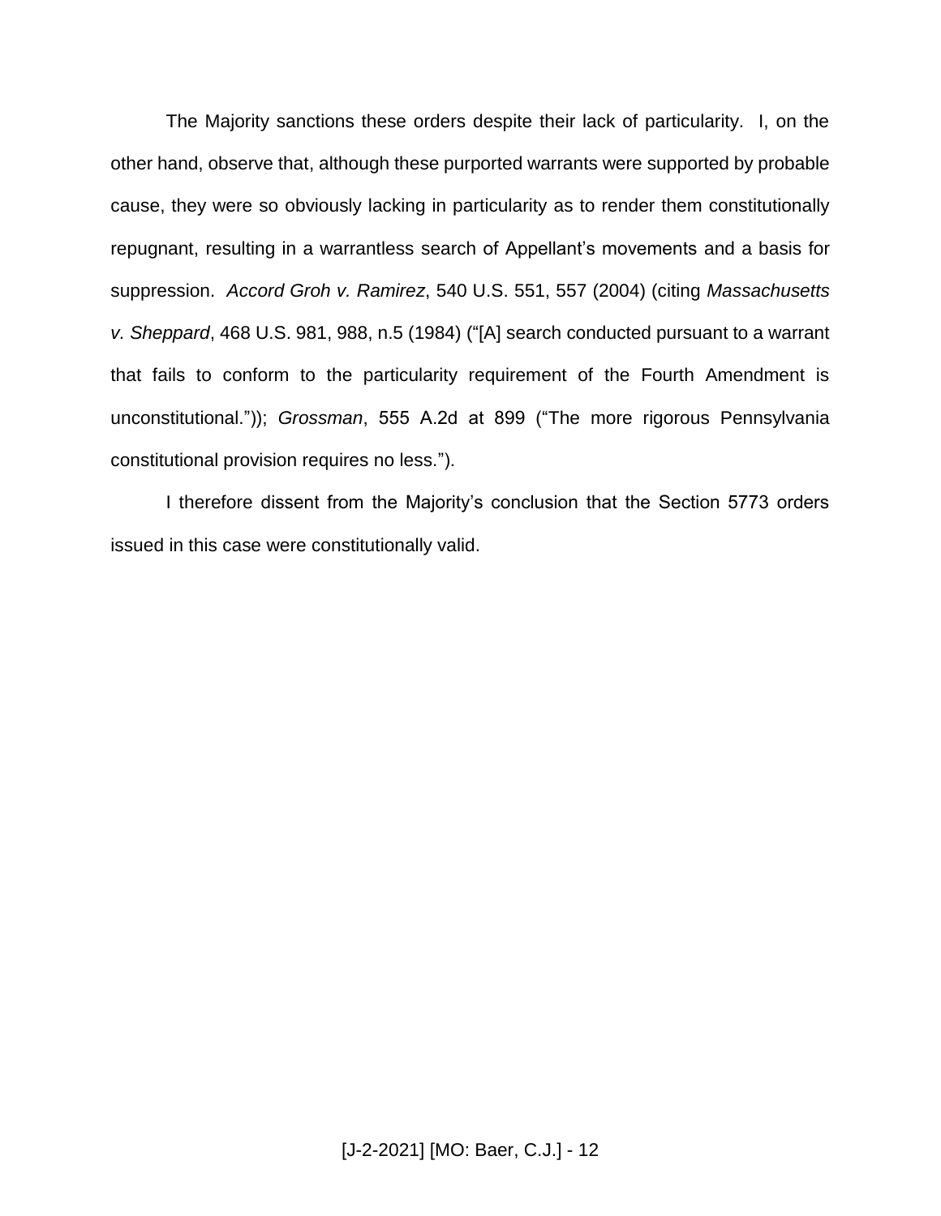The Majority sanctions these orders despite their lack of particularity. I, on the other hand, observe that, although these purported warrants were supported by probable cause, they were so obviously lacking in particularity as to render them constitutionally repugnant, resulting in a warrantless search of Appellant's movements and a basis for suppression. *Accord Groh v. Ramirez*, 540 U.S. 551, 557 (2004) (citing *Massachusetts v. Sheppard*, 468 U.S. 981, 988, n.5 (1984) ("[A] search conducted pursuant to a warrant that fails to conform to the particularity requirement of the Fourth Amendment is unconstitutional.")); *Grossman*, 555 A.2d at 899 ("The more rigorous Pennsylvania constitutional provision requires no less.").

I therefore dissent from the Majority's conclusion that the Section 5773 orders issued in this case were constitutionally valid.